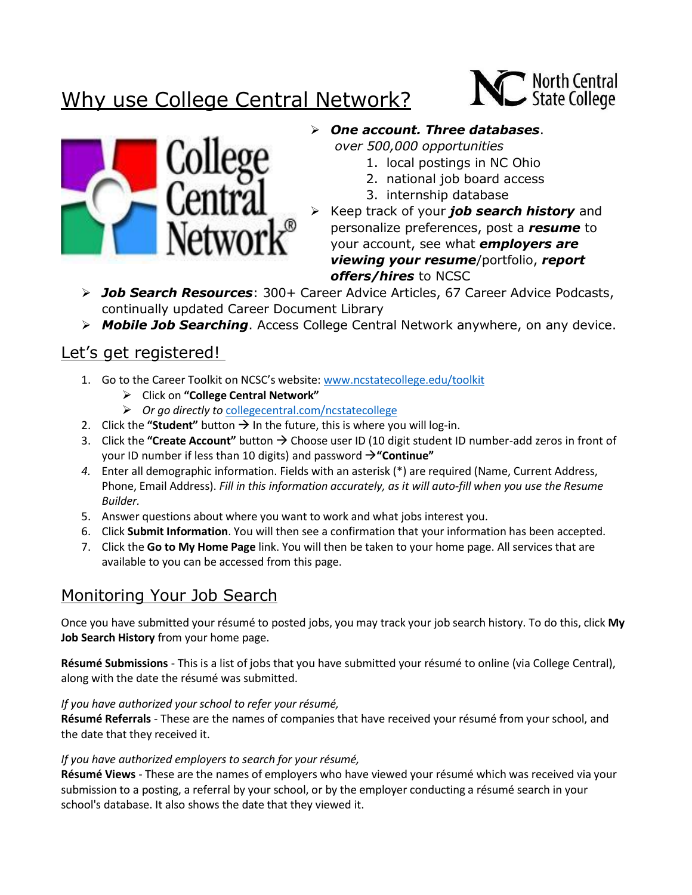# Why use College Central Network?

- ***One account. Three databases***.
  *over 500,000 opportunities*
  1. local postings in NC Ohio
  2. national job board access
  3. internship database
- Keep track of your ***job search history*** and personalize preferences, post a ***resume*** to your account, see what ***employers are viewing your resume***/portfolio, ***report offers/hires*** to NCSC
- ***Job Search Resources***: 300+ Career Advice Articles, 67 Career Advice Podcasts, continually updated Career Document Library
- ***Mobile Job Searching***. Access College Central Network anywhere, on any device.

## Let's get registered!

1. Go to the Career Toolkit on NCSC's website: [www.ncstatecollege.edu/toolkit](http://www.ncstatecollege.edu/toolkit)
   - Click on **"College Central Network"**
   - *Or go directly to* [collegecentral.com/ncstatecollege](http://collegecentral.com/ncstatecollege)
2. Click the **"Student"** button → In the future, this is where you will log-in.
3. Click the **"Create Account"** button → Choose user ID (10 digit student ID number-add zeros in front of your ID number if less than 10 digits) and password →**"Continue"**
4. Enter all demographic information. Fields with an asterisk (*) are required (Name, Current Address, Phone, Email Address). *Fill in this information accurately, as it will auto-fill when you use the Resume Builder.*
5. Answer questions about where you want to work and what jobs interest you.
6. Click **Submit Information**. You will then see a confirmation that your information has been accepted.
7. Click the **Go to My Home Page** link. You will then be taken to your home page. All services that are available to you can be accessed from this page.

## Monitoring Your Job Search

Once you have submitted your résumé to posted jobs, you may track your job search history. To do this, click **My Job Search History** from your home page.

**Résumé Submissions** - This is a list of jobs that you have submitted your résumé to online (via College Central), along with the date the résumé was submitted.

*If you have authorized your school to refer your résumé,*
**Résumé Referrals** - These are the names of companies that have received your résumé from your school, and the date that they received it.

*If you have authorized employers to search for your résumé,*
**Résumé Views** - These are the names of employers who have viewed your résumé which was received via your submission to a posting, a referral by your school, or by the employer conducting a résumé search in your school's database. It also shows the date that they viewed it.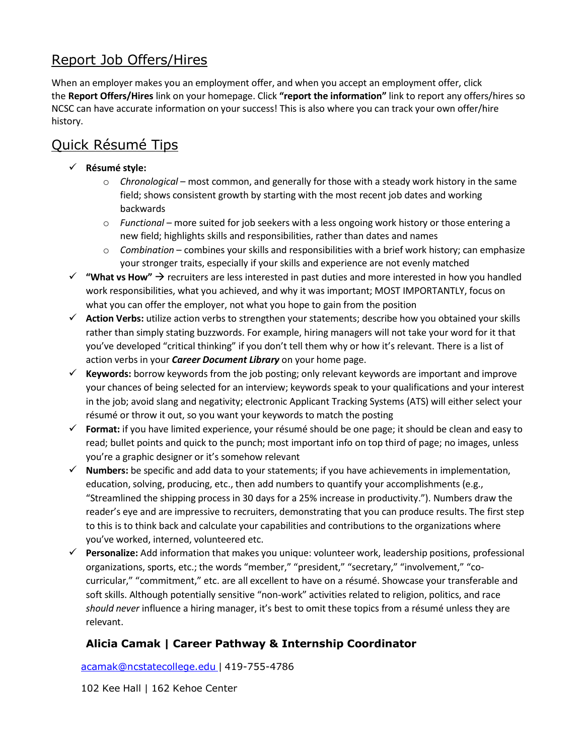## Report Job Offers/Hires

When an employer makes you an employment offer, and when you accept an employment offer, click the **Report Offers/Hires** link on your homepage. Click **"report the information"** link to report any offers/hires so NCSC can have accurate information on your success! This is also where you can track your own offer/hire history.

## Quick Résumé Tips

- ✓ **Résumé style:**
  - *Chronological* – most common, and generally for those with a steady work history in the same field; shows consistent growth by starting with the most recent job dates and working backwards
  - *Functional* – more suited for job seekers with a less ongoing work history or those entering a new field; highlights skills and responsibilities, rather than dates and names
  - *Combination* – combines your skills and responsibilities with a brief work history; can emphasize your stronger traits, especially if your skills and experience are not evenly matched
- ✓ **"What vs How"** → recruiters are less interested in past duties and more interested in how you handled work responsibilities, what you achieved, and why it was important; MOST IMPORTANTLY, focus on what you can offer the employer, not what you hope to gain from the position
- ✓ **Action Verbs:** utilize action verbs to strengthen your statements; describe how you obtained your skills rather than simply stating buzzwords. For example, hiring managers will not take your word for it that you've developed "critical thinking" if you don't tell them why or how it's relevant. There is a list of action verbs in your ***Career Document Library*** on your home page.
- ✓ **Keywords:** borrow keywords from the job posting; only relevant keywords are important and improve your chances of being selected for an interview; keywords speak to your qualifications and your interest in the job; avoid slang and negativity; electronic Applicant Tracking Systems (ATS) will either select your résumé or throw it out, so you want your keywords to match the posting
- ✓ **Format:** if you have limited experience, your résumé should be one page; it should be clean and easy to read; bullet points and quick to the punch; most important info on top third of page; no images, unless you're a graphic designer or it's somehow relevant
- ✓ **Numbers:** be specific and add data to your statements; if you have achievements in implementation, education, solving, producing, etc., then add numbers to quantify your accomplishments (e.g., "Streamlined the shipping process in 30 days for a 25% increase in productivity."). Numbers draw the reader's eye and are impressive to recruiters, demonstrating that you can produce results. The first step to this is to think back and calculate your capabilities and contributions to the organizations where you've worked, interned, volunteered etc.
- ✓ **Personalize:** Add information that makes you unique: volunteer work, leadership positions, professional organizations, sports, etc.; the words "member," "president," "secretary," "involvement," "co-curricular," "commitment," etc. are all excellent to have on a résumé. Showcase your transferable and soft skills. Although potentially sensitive "non-work" activities related to religion, politics, and race *should never* influence a hiring manager, it's best to omit these topics from a résumé unless they are relevant.

### Alicia Camak | Career Pathway & Internship Coordinator

acamak@ncstatecollege.edu | 419-755-4786

102 Kee Hall | 162 Kehoe Center